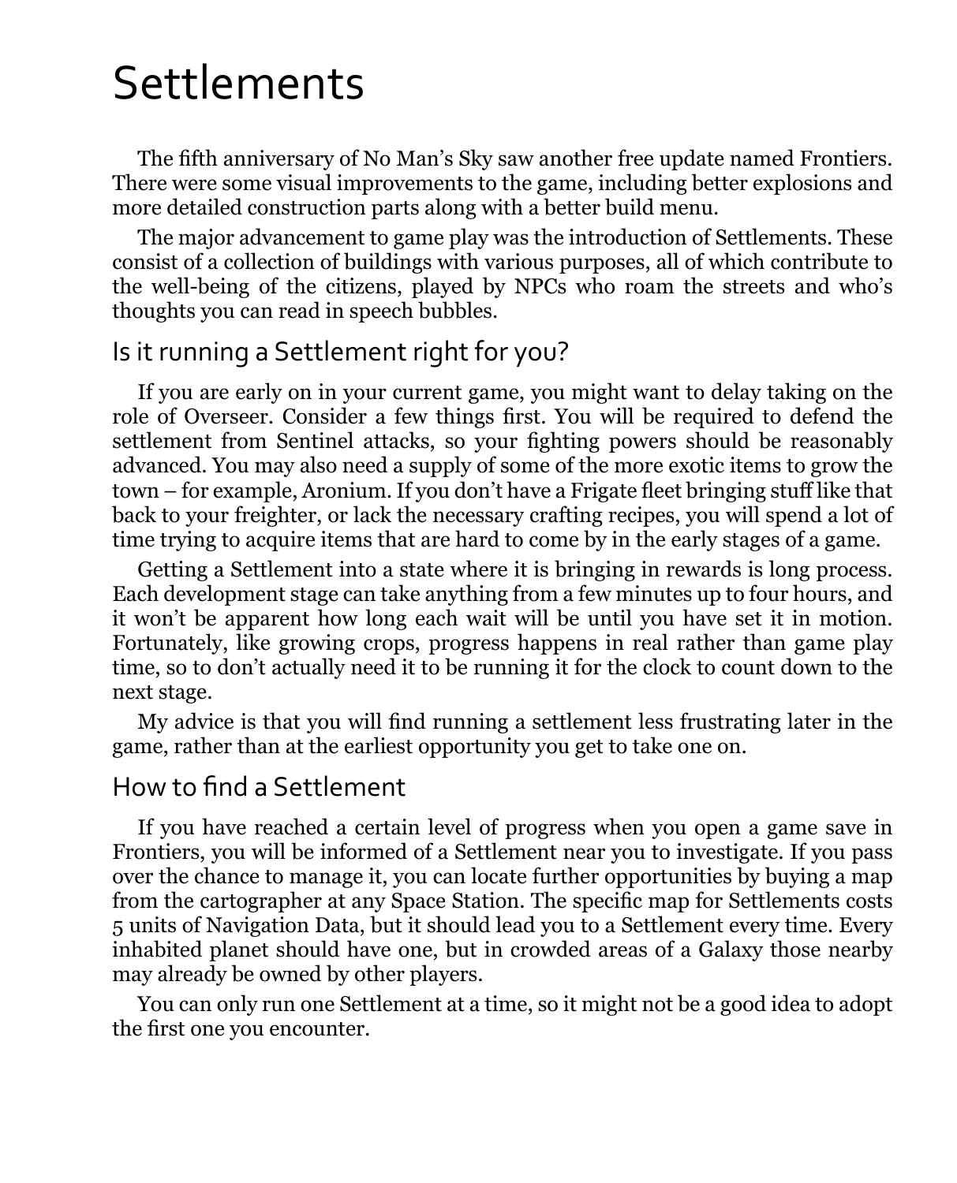# Settlements

The fifth anniversary of No Man's Sky saw another free update named Frontiers. There were some visual improvements to the game, including better explosions and more detailed construction parts along with a better build menu.

The major advancement to game play was the introduction of Settlements. These consist of a collection of buildings with various purposes, all of which contribute to the well-being of the citizens, played by NPCs who roam the streets and who's thoughts you can read in speech bubbles.

## Is it running a Settlement right for you?

If you are early on in your current game, you might want to delay taking on the role of Overseer. Consider a few things first. You will be required to defend the settlement from Sentinel attacks, so your fighting powers should be reasonably advanced. You may also need a supply of some of the more exotic items to grow the town – for example, Aronium. If you don't have a Frigate fleet bringing stuff like that back to your freighter, or lack the necessary crafting recipes, you will spend a lot of time trying to acquire items that are hard to come by in the early stages of a game.

Getting a Settlement into a state where it is bringing in rewards is long process. Each development stage can take anything from a few minutes up to four hours, and it won't be apparent how long each wait will be until you have set it in motion. Fortunately, like growing crops, progress happens in real rather than game play time, so to don't actually need it to be running it for the clock to count down to the next stage.

My advice is that you will find running a settlement less frustrating later in the game, rather than at the earliest opportunity you get to take one on.

## How to find a Settlement

If you have reached a certain level of progress when you open a game save in Frontiers, you will be informed of a Settlement near you to investigate. If you pass over the chance to manage it, you can locate further opportunities by buying a map from the cartographer at any Space Station. The specific map for Settlements costs 5 units of Navigation Data, but it should lead you to a Settlement every time. Every inhabited planet should have one, but in crowded areas of a Galaxy those nearby may already be owned by other players.

You can only run one Settlement at a time, so it might not be a good idea to adopt the first one you encounter.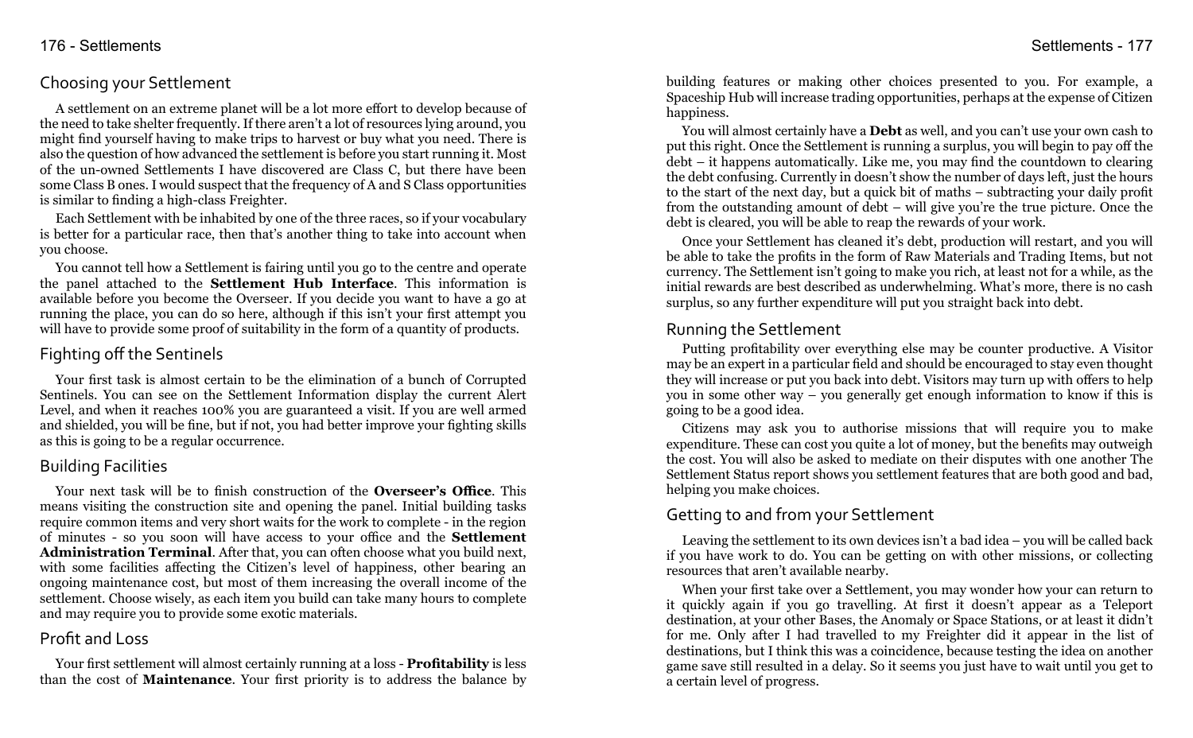## Choosing your Settlement

A settlement on an extreme planet will be a lot more effort to develop because of the need to take shelter frequently. If there aren't a lot of resources lying around, you might find yourself having to make trips to harvest or buy what you need. There is also the question of how advanced the settlement is before you start running it. Most of the un-owned Settlements I have discovered are Class C, but there have been some Class B ones. I would suspect that the frequency of A and S Class opportunities is similar to finding a high-class Freighter.

Each Settlement with be inhabited by one of the three races, so if your vocabulary is better for a particular race, then that's another thing to take into account when you choose.

You cannot tell how a Settlement is fairing until you go to the centre and operate the panel attached to the **Settlement Hub Interface**. This information is available before you become the Overseer. If you decide you want to have a go at running the place, you can do so here, although if this isn't your first attempt you will have to provide some proof of suitability in the form of a quantity of products.

## Fighting off the Sentinels

Your first task is almost certain to be the elimination of a bunch of Corrupted Sentinels. You can see on the Settlement Information display the current Alert Level, and when it reaches 100% you are guaranteed a visit. If you are well armed and shielded, you will be fine, but if not, you had better improve your fighting skills as this is going to be a regular occurrence.

## Building Facilities

Your next task will be to finish construction of the **Overseer's Office**. This means visiting the construction site and opening the panel. Initial building tasks require common items and very short waits for the work to complete - in the region of minutes - so you soon will have access to your office and the **Settlement Administration Terminal**. After that, you can often choose what you build next, with some facilities affecting the Citizen's level of happiness, other bearing an ongoing maintenance cost, but most of them increasing the overall income of the settlement. Choose wisely, as each item you build can take many hours to complete and may require you to provide some exotic materials.

## Profit and Loss

Your first settlement will almost certainly running at a loss - **Profitability** is less than the cost of **Maintenance**. Your first priority is to address the balance by building features or making other choices presented to you. For example, a Spaceship Hub will increase trading opportunities, perhaps at the expense of Citizen happiness.

You will almost certainly have a **Debt** as well, and you can't use your own cash to put this right. Once the Settlement is running a surplus, you will begin to pay off the debt – it happens automatically. Like me, you may find the countdown to clearing the debt confusing. Currently in doesn't show the number of days left, just the hours to the start of the next day, but a quick bit of maths – subtracting your daily profit from the outstanding amount of debt – will give you're the true picture. Once the debt is cleared, you will be able to reap the rewards of your work.

Once your Settlement has cleaned it's debt, production will restart, and you will be able to take the profits in the form of Raw Materials and Trading Items, but not currency. The Settlement isn't going to make you rich, at least not for a while, as the initial rewards are best described as underwhelming. What's more, there is no cash surplus, so any further expenditure will put you straight back into debt.

## Running the Settlement

Putting profitability over everything else may be counter productive. A Visitor may be an expert in a particular field and should be encouraged to stay even thought they will increase or put you back into debt. Visitors may turn up with offers to help you in some other way – you generally get enough information to know if this is going to be a good idea.

Citizens may ask you to authorise missions that will require you to make expenditure. These can cost you quite a lot of money, but the benefits may outweigh the cost. You will also be asked to mediate on their disputes with one another The Settlement Status report shows you settlement features that are both good and bad, helping you make choices.

## Getting to and from your Settlement

Leaving the settlement to its own devices isn't a bad idea – you will be called back if you have work to do. You can be getting on with other missions, or collecting resources that aren't available nearby.

When your first take over a Settlement, you may wonder how your can return to it quickly again if you go travelling. At first it doesn't appear as a Teleport destination, at your other Bases, the Anomaly or Space Stations, or at least it didn't for me. Only after I had travelled to my Freighter did it appear in the list of destinations, but I think this was a coincidence, because testing the idea on another game save still resulted in a delay. So it seems you just have to wait until you get to a certain level of progress.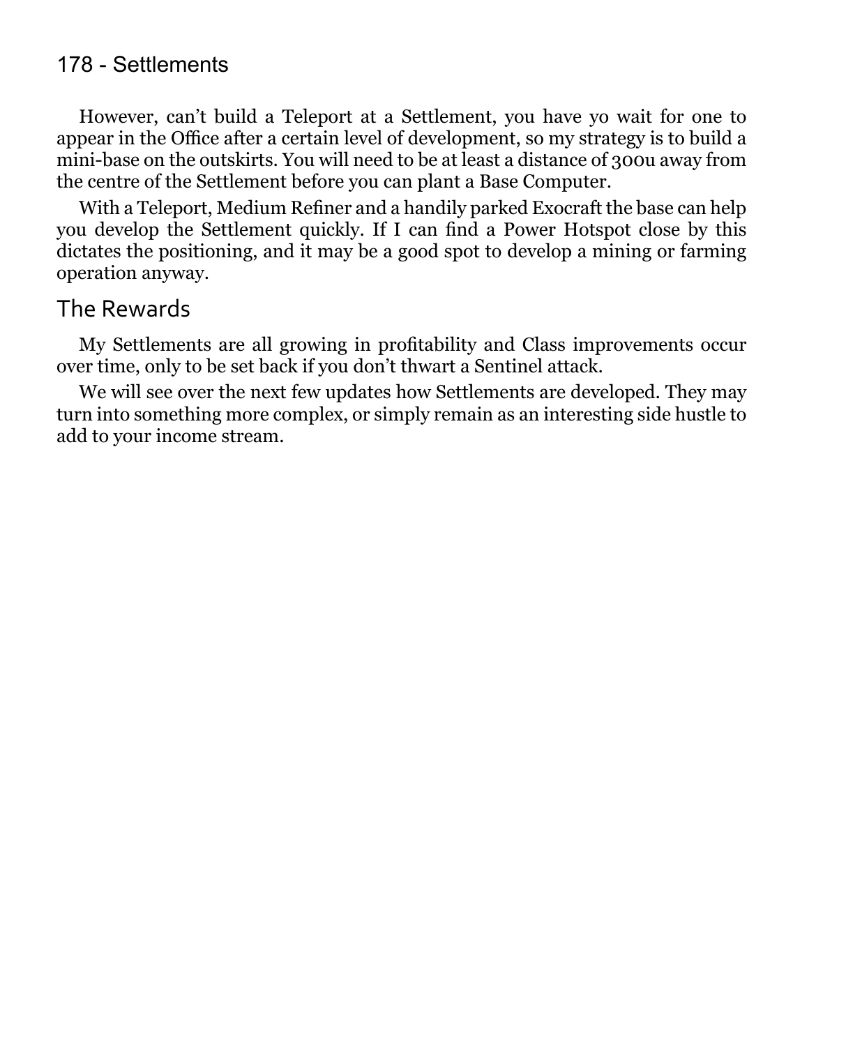However, can’t build a Teleport at a Settlement, you have yo wait for one to appear in the Office after a certain level of development, so my strategy is to build a mini-base on the outskirts. You will need to be at least a distance of 300u away from the centre of the Settlement before you can plant a Base Computer.

With a Teleport, Medium Refiner and a handily parked Exocraft the base can help you develop the Settlement quickly. If I can find a Power Hotspot close by this dictates the positioning, and it may be a good spot to develop a mining or farming operation anyway.

## The Rewards

My Settlements are all growing in profitability and Class improvements occur over time, only to be set back if you don’t thwart a Sentinel attack.

We will see over the next few updates how Settlements are developed. They may turn into something more complex, or simply remain as an interesting side hustle to add to your income stream.